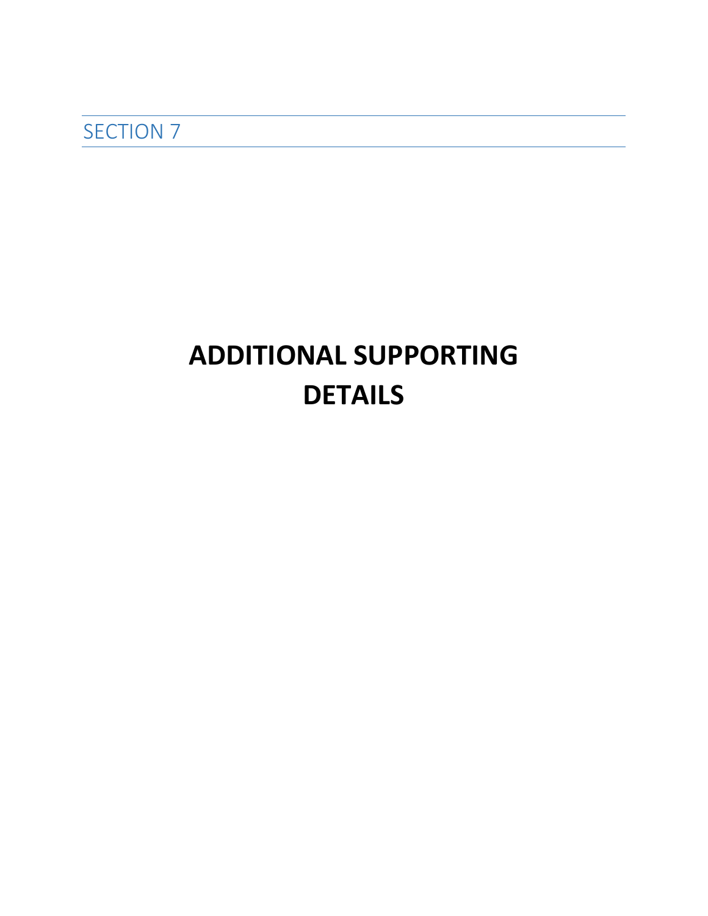SECTION 7

# ADDITIONAL SUPPORTING DETAILS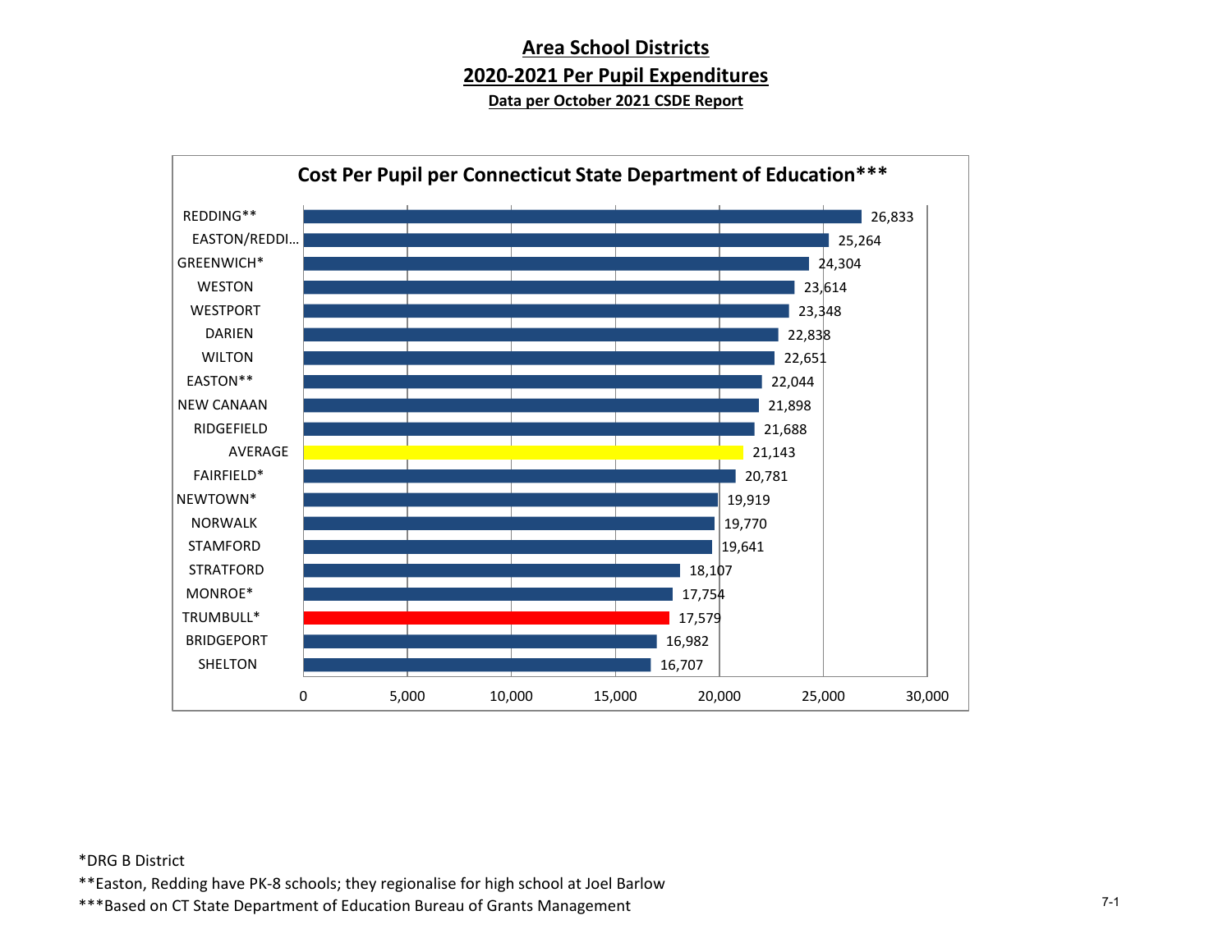# Area School Districts

## 2020-2021 Per Pupil Expenditures

### Data per October 2021 CSDE Report

**Cost Per Pupil per Connecticut State Department of Education*****

| District | Cost Per Pupil |
|---|---|
| REDDING** | 26,833 |
| EASTON/REDDI... | 25,264 |
| GREENWICH* | 24,304 |
| WESTON | 23,614 |
| WESTPORT | 23,348 |
| DARIEN | 22,838 |
| WILTON | 22,651 |
| EASTON** | 22,044 |
| NEW CANAAN | 21,898 |
| RIDGEFIELD | 21,688 |
| AVERAGE | 21,143 |
| FAIRFIELD* | 20,781 |
| NEWTOWN* | 19,919 |
| NORWALK | 19,770 |
| STAMFORD | 19,641 |
| STRATFORD | 18,107 |
| MONROE* | 17,754 |
| TRUMBULL* | 17,579 |
| BRIDGEPORT | 16,982 |
| SHELTON | 16,707 |

*DRG B District

**Easton, Redding have PK-8 schools; they regionalise for high school at Joel Barlow

***Based on CT State Department of Education Bureau of Grants Management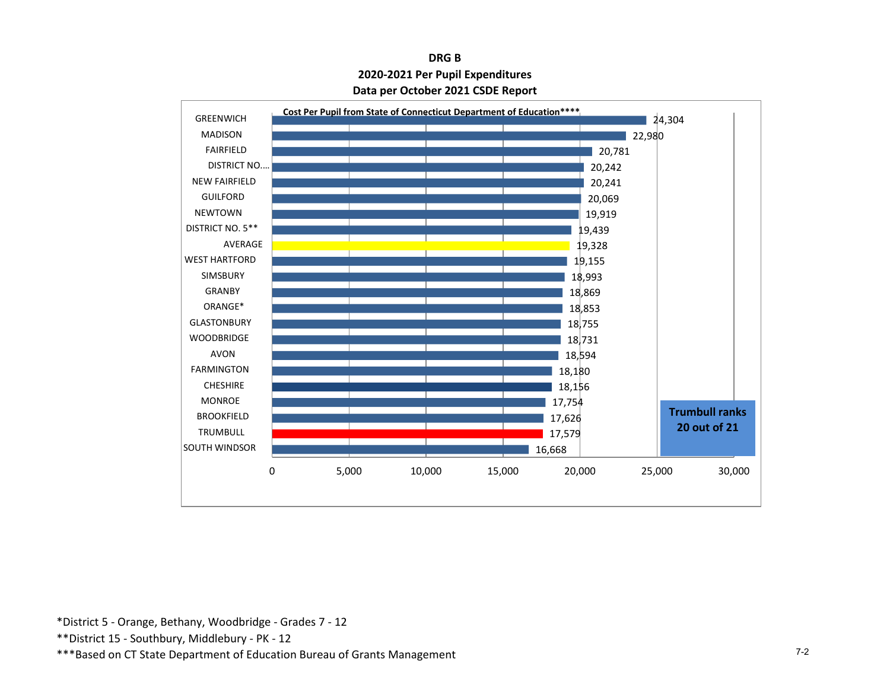**DRG B**
**2020-2021 Per Pupil Expenditures**
**Data per October 2021 CSDE Report**

**Cost Per Pupil from State of Connecticut Department of Education******

| District | Cost Per Pupil |
| --- | --- |
| GREENWICH | 24,304 |
| MADISON | 22,980 |
| FAIRFIELD | 20,781 |
| DISTRICT NO.... | 20,242 |
| NEW FAIRFIELD | 20,241 |
| GUILFORD | 20,069 |
| NEWTOWN | 19,919 |
| DISTRICT NO. 5** | 19,439 |
| AVERAGE | 19,328 |
| WEST HARTFORD | 19,155 |
| SIMSBURY | 18,993 |
| GRANBY | 18,869 |
| ORANGE* | 18,853 |
| GLASTONBURY | 18,755 |
| WOODBRIDGE | 18,731 |
| AVON | 18,594 |
| FARMINGTON | 18,180 |
| CHESHIRE | 18,156 |
| MONROE | 17,754 |
| BROOKFIELD | 17,626 |
| TRUMBULL | 17,579 |
| SOUTH WINDSOR | 16,668 |

**Trumbull ranks 20 out of 21**

*District 5 - Orange, Bethany, Woodbridge - Grades 7 - 12

**District 15 - Southbury, Middlebury - PK - 12

***Based on CT State Department of Education Bureau of Grants Management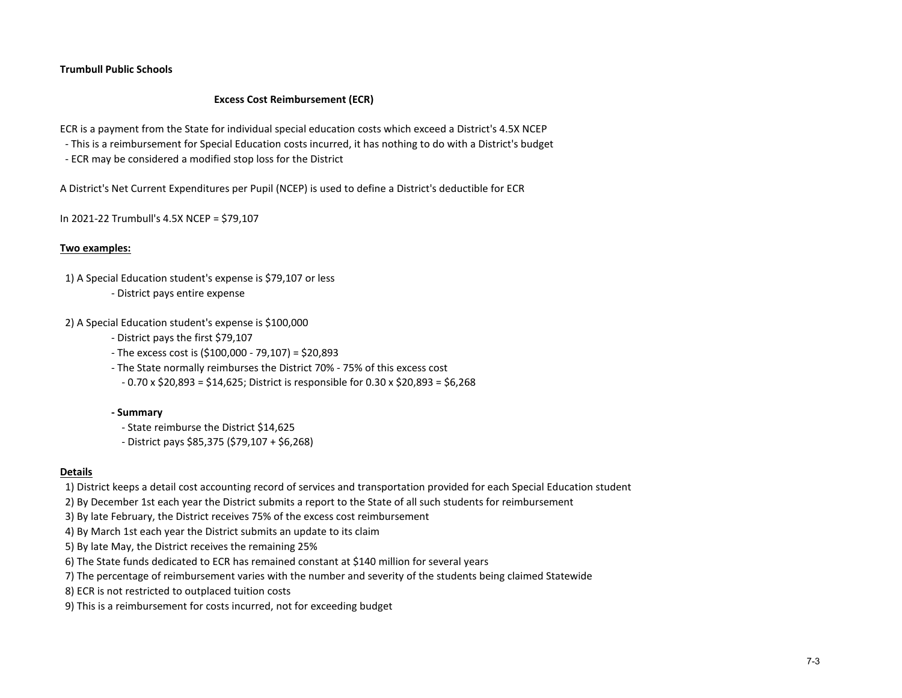**Trumbull Public Schools**

**Excess Cost Reimbursement (ECR)**

ECR is a payment from the State for individual special education costs which exceed a District's 4.5X NCEP

- This is a reimbursement for Special Education costs incurred, it has nothing to do with a District's budget
- ECR may be considered a modified stop loss for the District

A District's Net Current Expenditures per Pupil (NCEP) is used to define a District's deductible for ECR

In 2021-22 Trumbull's 4.5X NCEP = $79,107

**Two examples:**

1) A Special Education student's expense is $79,107 or less
   - District pays entire expense

2) A Special Education student's expense is $100,000
   - District pays the first $79,107
   - The excess cost is ($100,000 - 79,107) = $20,893
   - The State normally reimburses the District 70% - 75% of this excess cost
     - 0.70 x $20,893 = $14,625; District is responsible for 0.30 x $20,893 = $6,268

   **- Summary**
     - State reimburse the District $14,625
     - District pays $85,375 ($79,107 + $6,268)

**Details**

1) District keeps a detail cost accounting record of services and transportation provided for each Special Education student
2) By December 1st each year the District submits a report to the State of all such students for reimbursement
3) By late February, the District receives 75% of the excess cost reimbursement
4) By March 1st each year the District submits an update to its claim
5) By late May, the District receives the remaining 25%
6) The State funds dedicated to ECR has remained constant at $140 million for several years
7) The percentage of reimbursement varies with the number and severity of the students being claimed Statewide
8) ECR is not restricted to outplaced tuition costs
9) This is a reimbursement for costs incurred, not for exceeding budget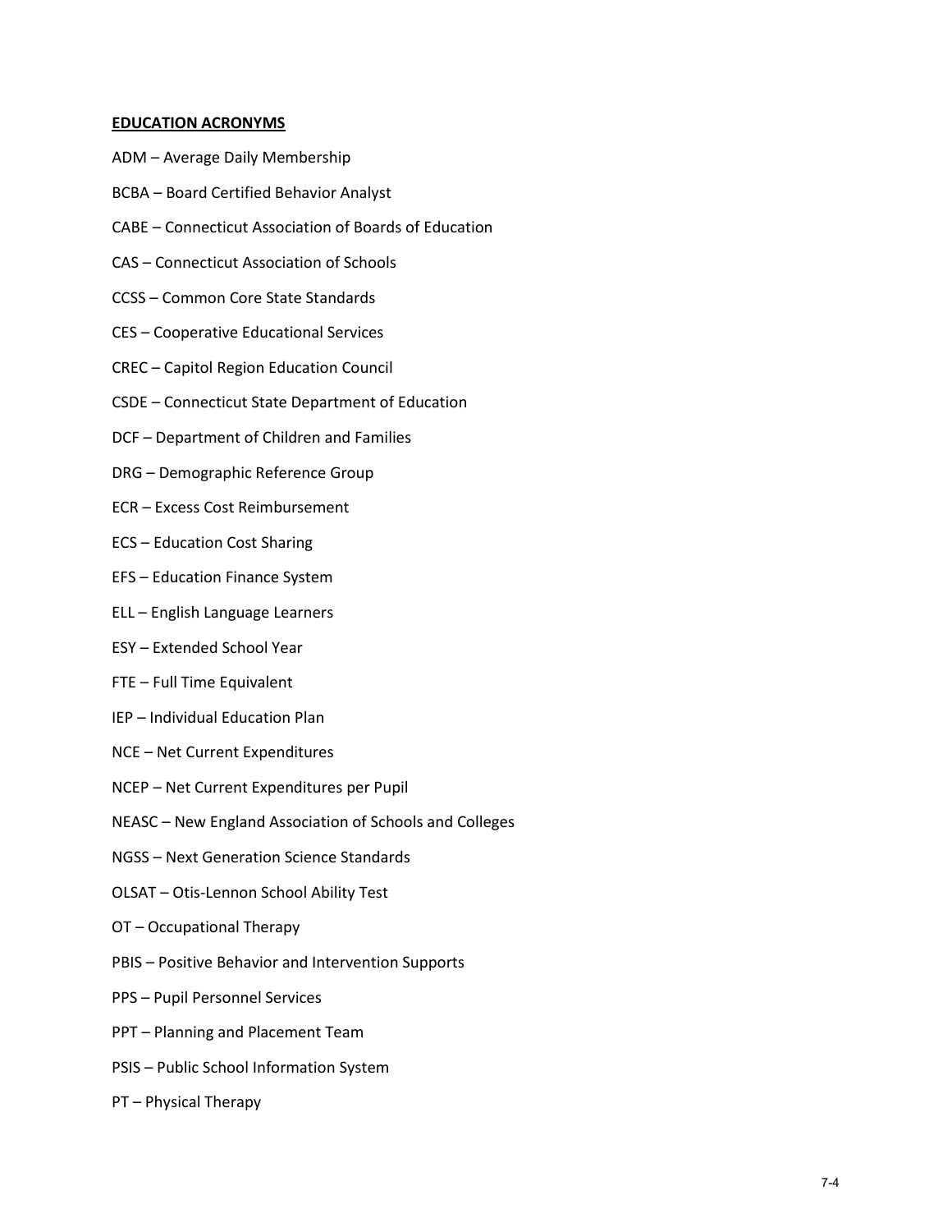**EDUCATION ACRONYMS**

ADM – Average Daily Membership

BCBA – Board Certified Behavior Analyst

CABE – Connecticut Association of Boards of Education

CAS – Connecticut Association of Schools

CCSS – Common Core State Standards

CES – Cooperative Educational Services

CREC – Capitol Region Education Council

CSDE – Connecticut State Department of Education

DCF – Department of Children and Families

DRG – Demographic Reference Group

ECR – Excess Cost Reimbursement

ECS – Education Cost Sharing

EFS – Education Finance System

ELL – English Language Learners

ESY – Extended School Year

FTE – Full Time Equivalent

IEP – Individual Education Plan

NCE – Net Current Expenditures

NCEP – Net Current Expenditures per Pupil

NEASC – New England Association of Schools and Colleges

NGSS – Next Generation Science Standards

OLSAT – Otis-Lennon School Ability Test

OT – Occupational Therapy

PBIS – Positive Behavior and Intervention Supports

PPS – Pupil Personnel Services

PPT – Planning and Placement Team

PSIS – Public School Information System

PT – Physical Therapy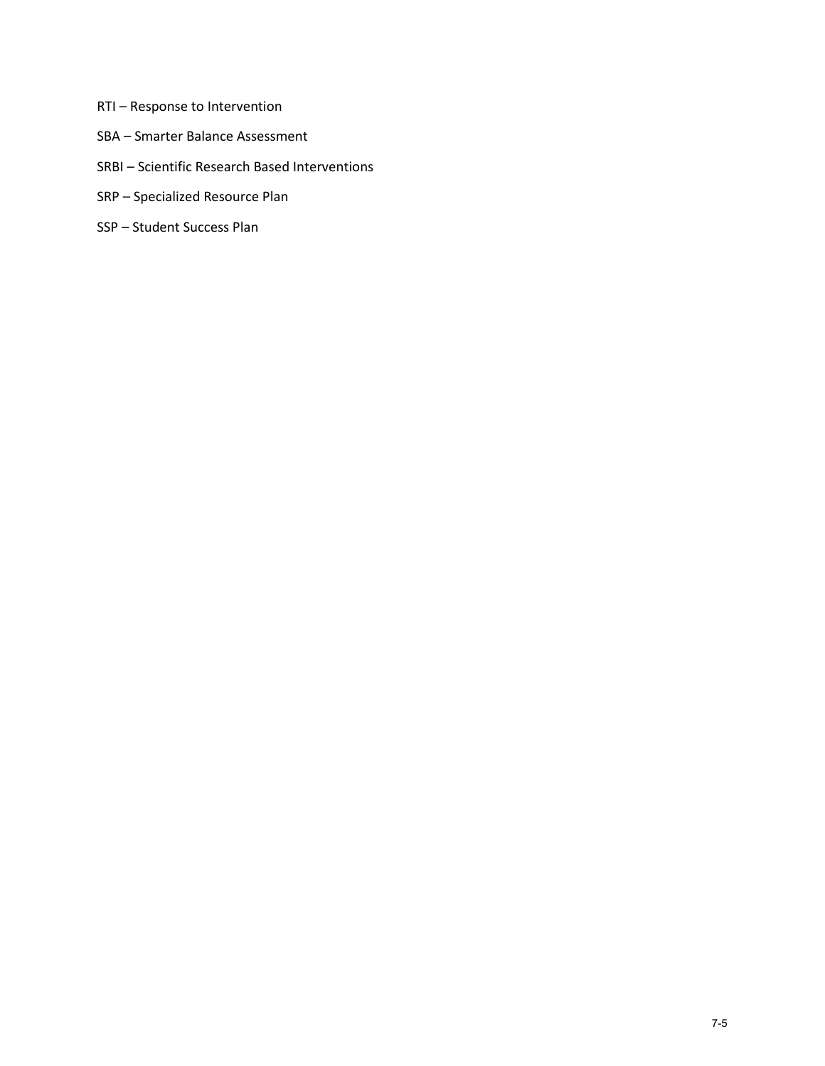RTI – Response to Intervention

SBA – Smarter Balance Assessment

SRBI – Scientific Research Based Interventions

SRP – Specialized Resource Plan

SSP – Student Success Plan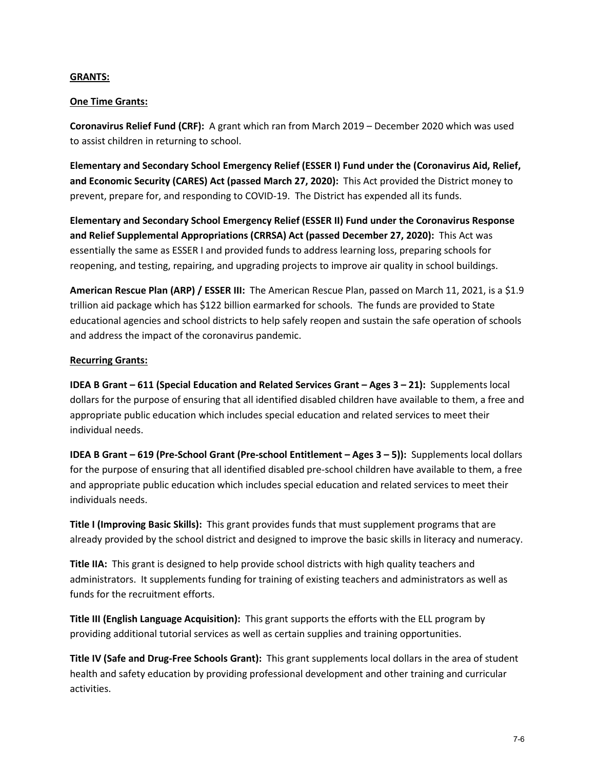**GRANTS:**

**One Time Grants:**

**Coronavirus Relief Fund (CRF):** A grant which ran from March 2019 – December 2020 which was used to assist children in returning to school.

**Elementary and Secondary School Emergency Relief (ESSER I) Fund under the (Coronavirus Aid, Relief, and Economic Security (CARES) Act (passed March 27, 2020):** This Act provided the District money to prevent, prepare for, and responding to COVID-19. The District has expended all its funds.

**Elementary and Secondary School Emergency Relief (ESSER II) Fund under the Coronavirus Response and Relief Supplemental Appropriations (CRRSA) Act (passed December 27, 2020):** This Act was essentially the same as ESSER I and provided funds to address learning loss, preparing schools for reopening, and testing, repairing, and upgrading projects to improve air quality in school buildings.

**American Rescue Plan (ARP) / ESSER III:** The American Rescue Plan, passed on March 11, 2021, is a $1.9 trillion aid package which has $122 billion earmarked for schools. The funds are provided to State educational agencies and school districts to help safely reopen and sustain the safe operation of schools and address the impact of the coronavirus pandemic.

**Recurring Grants:**

**IDEA B Grant – 611 (Special Education and Related Services Grant – Ages 3 – 21):** Supplements local dollars for the purpose of ensuring that all identified disabled children have available to them, a free and appropriate public education which includes special education and related services to meet their individual needs.

**IDEA B Grant – 619 (Pre-School Grant (Pre-school Entitlement – Ages 3 – 5)):** Supplements local dollars for the purpose of ensuring that all identified disabled pre-school children have available to them, a free and appropriate public education which includes special education and related services to meet their individuals needs.

**Title I (Improving Basic Skills):** This grant provides funds that must supplement programs that are already provided by the school district and designed to improve the basic skills in literacy and numeracy.

**Title IIA:** This grant is designed to help provide school districts with high quality teachers and administrators. It supplements funding for training of existing teachers and administrators as well as funds for the recruitment efforts.

**Title III (English Language Acquisition):** This grant supports the efforts with the ELL program by providing additional tutorial services as well as certain supplies and training opportunities.

**Title IV (Safe and Drug-Free Schools Grant):** This grant supplements local dollars in the area of student health and safety education by providing professional development and other training and curricular activities.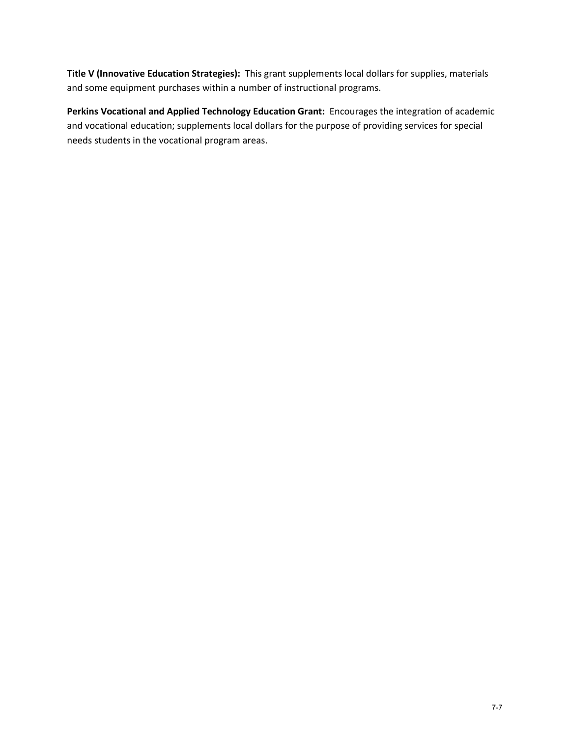**Title V (Innovative Education Strategies):** This grant supplements local dollars for supplies, materials and some equipment purchases within a number of instructional programs.

**Perkins Vocational and Applied Technology Education Grant:** Encourages the integration of academic and vocational education; supplements local dollars for the purpose of providing services for special needs students in the vocational program areas.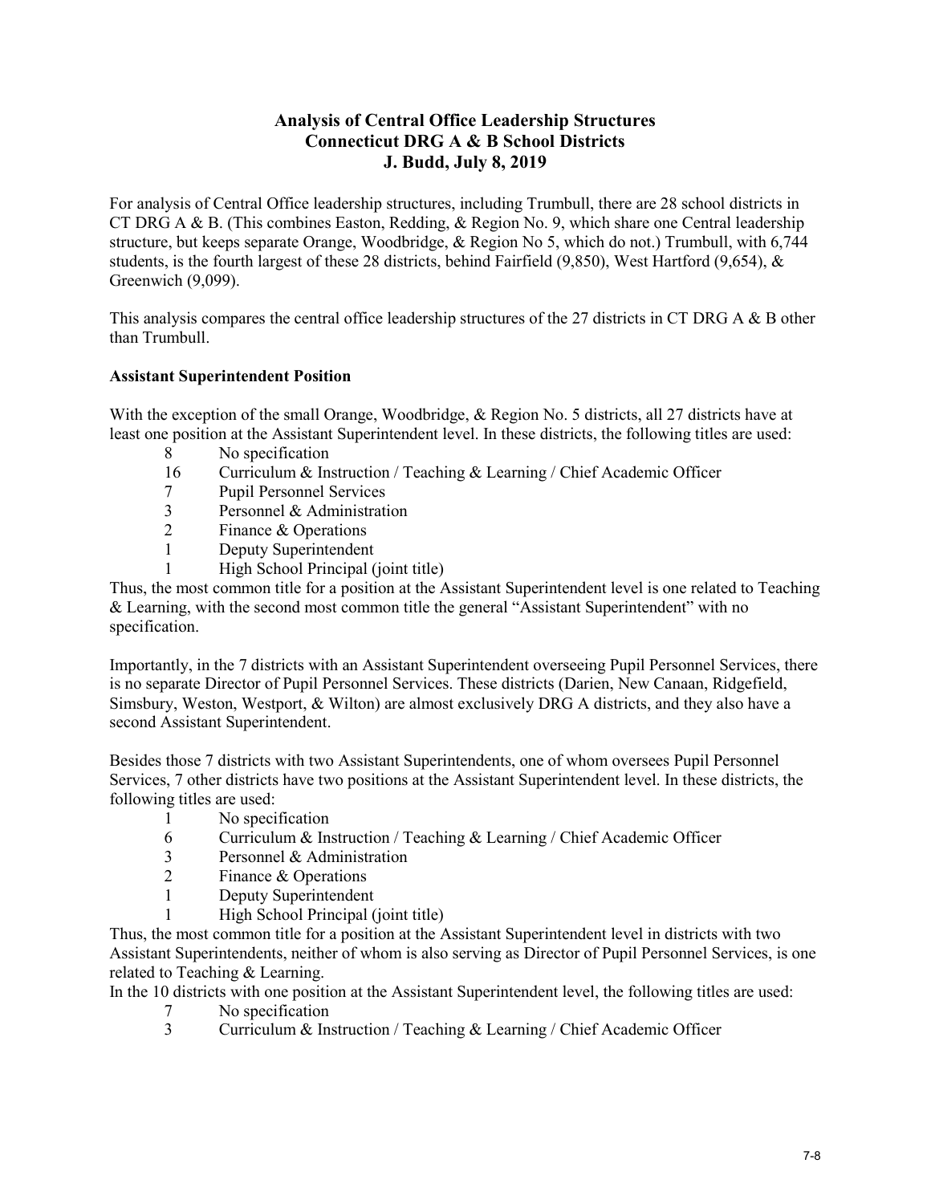# Analysis of Central Office Leadership Structures
## Connecticut DRG A & B School Districts
### J. Budd, July 8, 2019

For analysis of Central Office leadership structures, including Trumbull, there are 28 school districts in CT DRG A & B. (This combines Easton, Redding, & Region No. 9, which share one Central leadership structure, but keeps separate Orange, Woodbridge, & Region No 5, which do not.) Trumbull, with 6,744 students, is the fourth largest of these 28 districts, behind Fairfield (9,850), West Hartford (9,654), & Greenwich (9,099).

This analysis compares the central office leadership structures of the 27 districts in CT DRG A & B other than Trumbull.

**Assistant Superintendent Position**

With the exception of the small Orange, Woodbridge, & Region No. 5 districts, all 27 districts have at least one position at the Assistant Superintendent level. In these districts, the following titles are used:

- 8 No specification
- 16 Curriculum & Instruction / Teaching & Learning / Chief Academic Officer
- 7 Pupil Personnel Services
- 3 Personnel & Administration
- 2 Finance & Operations
- 1 Deputy Superintendent
- 1 High School Principal (joint title)

Thus, the most common title for a position at the Assistant Superintendent level is one related to Teaching & Learning, with the second most common title the general "Assistant Superintendent" with no specification.

Importantly, in the 7 districts with an Assistant Superintendent overseeing Pupil Personnel Services, there is no separate Director of Pupil Personnel Services. These districts (Darien, New Canaan, Ridgefield, Simsbury, Weston, Westport, & Wilton) are almost exclusively DRG A districts, and they also have a second Assistant Superintendent.

Besides those 7 districts with two Assistant Superintendents, one of whom oversees Pupil Personnel Services, 7 other districts have two positions at the Assistant Superintendent level. In these districts, the following titles are used:

- 1 No specification
- 6 Curriculum & Instruction / Teaching & Learning / Chief Academic Officer
- 3 Personnel & Administration
- 2 Finance & Operations
- 1 Deputy Superintendent
- 1 High School Principal (joint title)

Thus, the most common title for a position at the Assistant Superintendent level in districts with two Assistant Superintendents, neither of whom is also serving as Director of Pupil Personnel Services, is one related to Teaching & Learning.

In the 10 districts with one position at the Assistant Superintendent level, the following titles are used:

- 7 No specification
- 3 Curriculum & Instruction / Teaching & Learning / Chief Academic Officer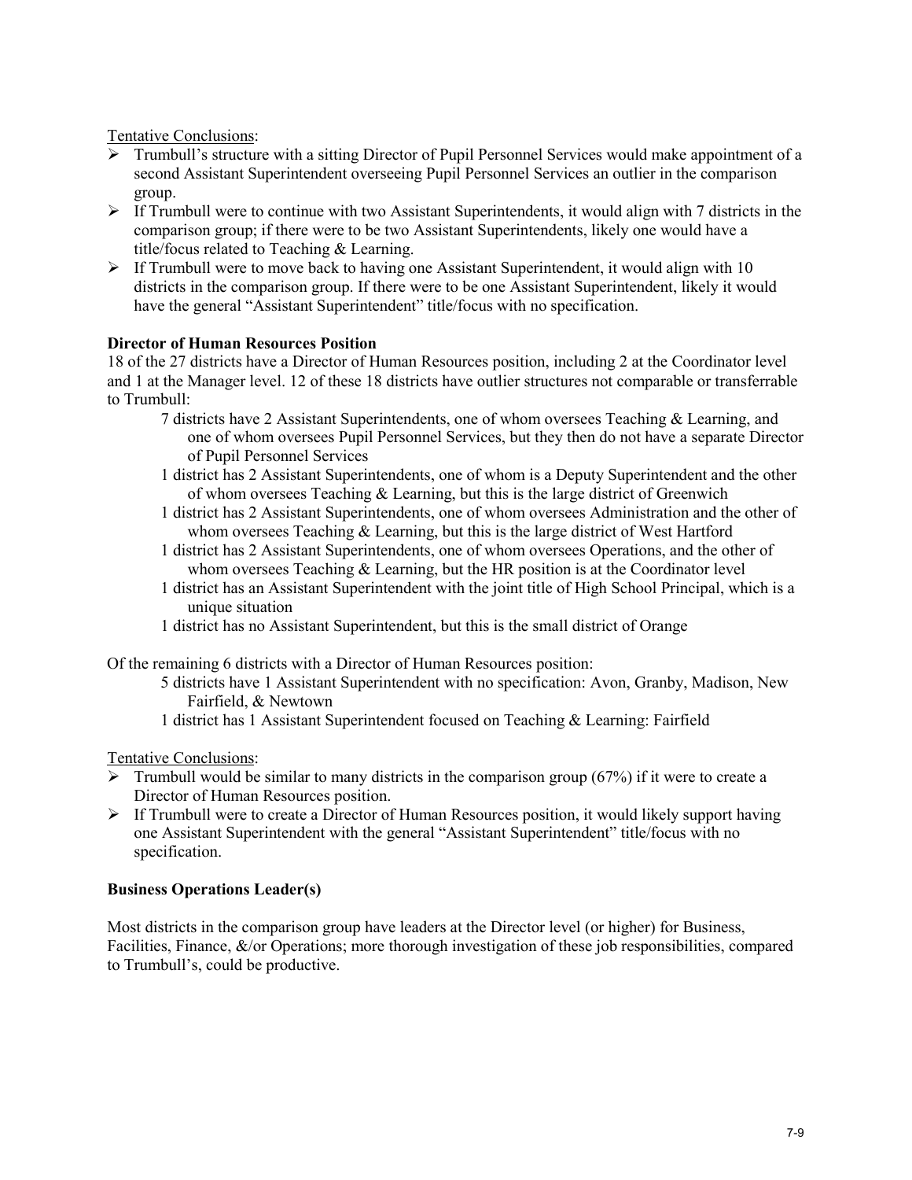<u>Tentative Conclusions</u>:

- Trumbull's structure with a sitting Director of Pupil Personnel Services would make appointment of a second Assistant Superintendent overseeing Pupil Personnel Services an outlier in the comparison group.
- If Trumbull were to continue with two Assistant Superintendents, it would align with 7 districts in the comparison group; if there were to be two Assistant Superintendents, likely one would have a title/focus related to Teaching & Learning.
- If Trumbull were to move back to having one Assistant Superintendent, it would align with 10 districts in the comparison group. If there were to be one Assistant Superintendent, likely it would have the general "Assistant Superintendent" title/focus with no specification.

**Director of Human Resources Position**

18 of the 27 districts have a Director of Human Resources position, including 2 at the Coordinator level and 1 at the Manager level. 12 of these 18 districts have outlier structures not comparable or transferrable to Trumbull:

- 7 districts have 2 Assistant Superintendents, one of whom oversees Teaching & Learning, and one of whom oversees Pupil Personnel Services, but they then do not have a separate Director of Pupil Personnel Services
- 1 district has 2 Assistant Superintendents, one of whom is a Deputy Superintendent and the other of whom oversees Teaching & Learning, but this is the large district of Greenwich
- 1 district has 2 Assistant Superintendents, one of whom oversees Administration and the other of whom oversees Teaching & Learning, but this is the large district of West Hartford
- 1 district has 2 Assistant Superintendents, one of whom oversees Operations, and the other of whom oversees Teaching & Learning, but the HR position is at the Coordinator level
- 1 district has an Assistant Superintendent with the joint title of High School Principal, which is a unique situation
- 1 district has no Assistant Superintendent, but this is the small district of Orange

Of the remaining 6 districts with a Director of Human Resources position:

- 5 districts have 1 Assistant Superintendent with no specification: Avon, Granby, Madison, New Fairfield, & Newtown
- 1 district has 1 Assistant Superintendent focused on Teaching & Learning: Fairfield

<u>Tentative Conclusions</u>:

- Trumbull would be similar to many districts in the comparison group (67%) if it were to create a Director of Human Resources position.
- If Trumbull were to create a Director of Human Resources position, it would likely support having one Assistant Superintendent with the general "Assistant Superintendent" title/focus with no specification.

**Business Operations Leader(s)**

Most districts in the comparison group have leaders at the Director level (or higher) for Business, Facilities, Finance, &/or Operations; more thorough investigation of these job responsibilities, compared to Trumbull's, could be productive.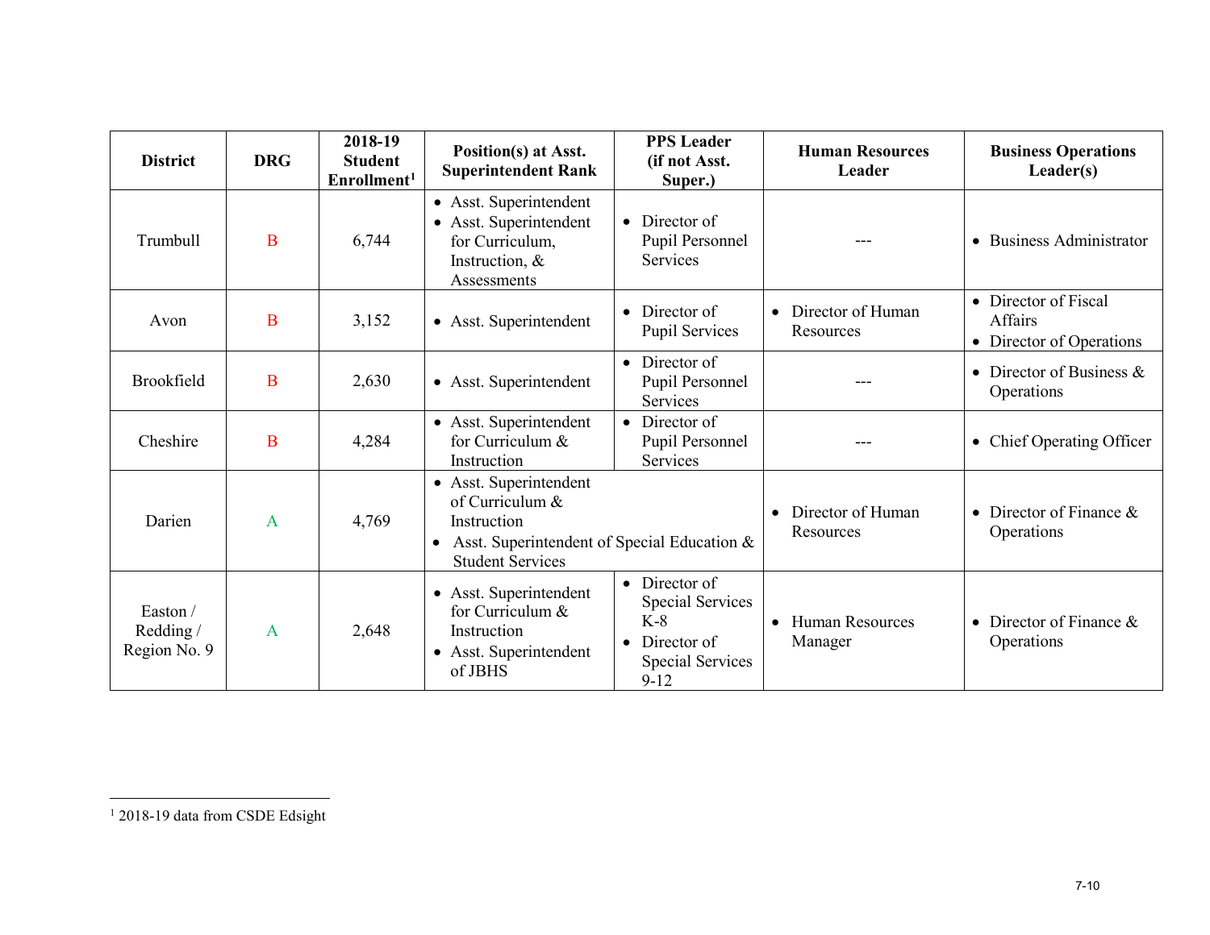| District | DRG | 2018-19 Student Enrollment[1] | Position(s) at Asst. Superintendent Rank | PPS Leader (if not Asst. Super.) | Human Resources Leader | Business Operations Leader(s) |
|---|---|---|---|---|---|---|
| Trumbull | B | 6,744 | • Asst. Superintendent<br>• Asst. Superintendent for Curriculum, Instruction, & Assessments | • Director of Pupil Personnel Services | --- | • Business Administrator |
| Avon | B | 3,152 | • Asst. Superintendent | • Director of Pupil Services | • Director of Human Resources | • Director of Fiscal Affairs<br>• Director of Operations |
| Brookfield | B | 2,630 | • Asst. Superintendent | • Director of Pupil Personnel Services | --- | • Director of Business & Operations |
| Cheshire | B | 4,284 | • Asst. Superintendent for Curriculum & Instruction | • Director of Pupil Personnel Services | --- | • Chief Operating Officer |
| Darien | A | 4,769 | • Asst. Superintendent of Curriculum & Instruction<br>• Asst. Superintendent of Special Education & Student Services | | • Director of Human Resources | • Director of Finance & Operations |
| Easton / Redding / Region No. 9 | A | 2,648 | • Asst. Superintendent for Curriculum & Instruction<br>• Asst. Superintendent of JBHS | • Director of Special Services K-8<br>• Director of Special Services 9-12 | • Human Resources Manager | • Director of Finance & Operations |

[1] 2018-19 data from CSDE Edsight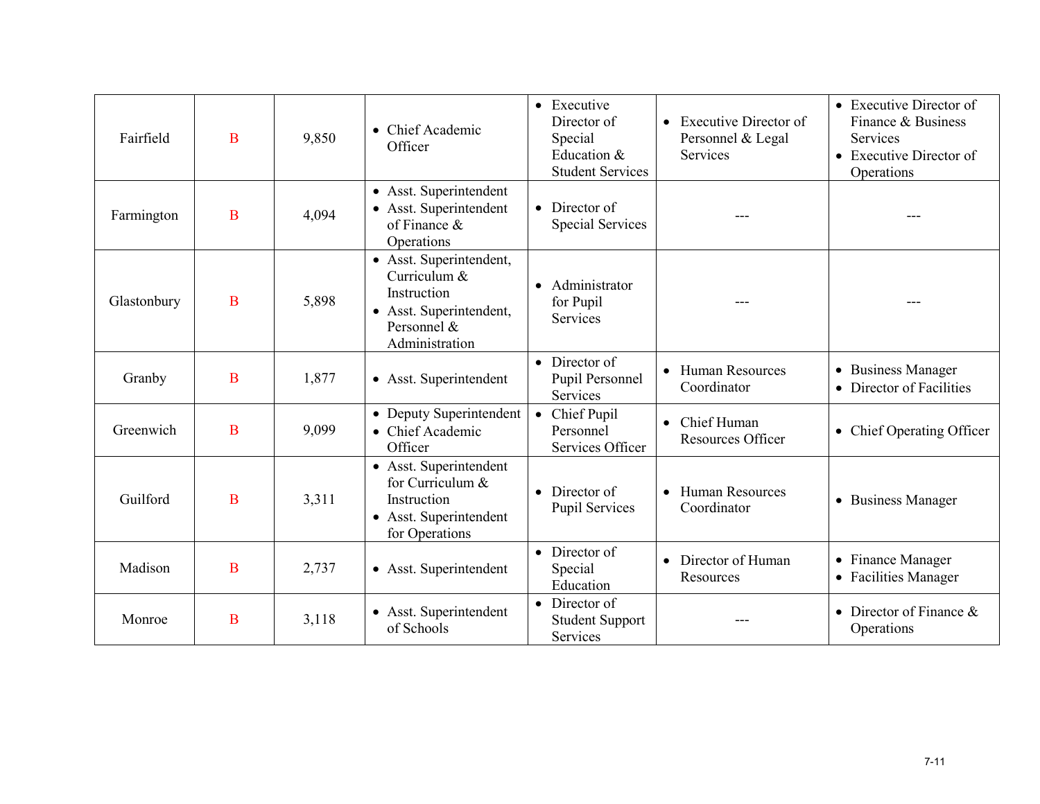| Fairfield | B | 9,850 | • Chief Academic Officer | • Executive Director of Special Education & Student Services | • Executive Director of Personnel & Legal Services | • Executive Director of Finance & Business Services<br>• Executive Director of Operations |
|---|---|---|---|---|---|---|
| Farmington | B | 4,094 | • Asst. Superintendent<br>• Asst. Superintendent of Finance & Operations | • Director of Special Services | --- | --- |
| Glastonbury | B | 5,898 | • Asst. Superintendent, Curriculum & Instruction<br>• Asst. Superintendent, Personnel & Administration | • Administrator for Pupil Services | --- | --- |
| Granby | B | 1,877 | • Asst. Superintendent | • Director of Pupil Personnel Services | • Human Resources Coordinator | • Business Manager<br>• Director of Facilities |
| Greenwich | B | 9,099 | • Deputy Superintendent<br>• Chief Academic Officer | • Chief Pupil Personnel Services Officer | • Chief Human Resources Officer | • Chief Operating Officer |
| Guilford | B | 3,311 | • Asst. Superintendent for Curriculum & Instruction<br>• Asst. Superintendent for Operations | • Director of Pupil Services | • Human Resources Coordinator | • Business Manager |
| Madison | B | 2,737 | • Asst. Superintendent | • Director of Special Education | • Director of Human Resources | • Finance Manager<br>• Facilities Manager |
| Monroe | B | 3,118 | • Asst. Superintendent of Schools | • Director of Student Support Services | --- | • Director of Finance & Operations |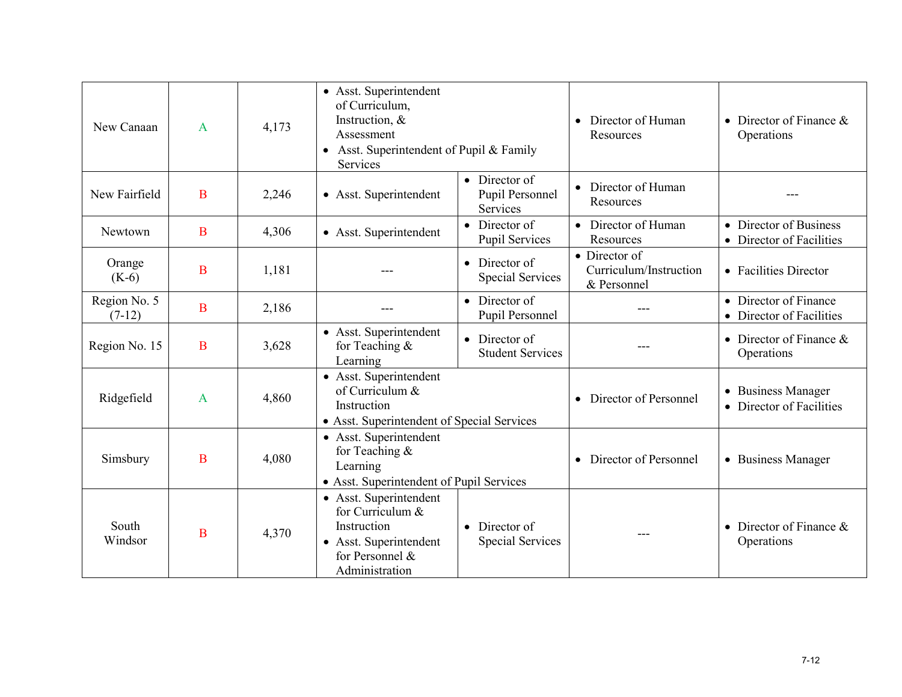| New Canaan | A | 4,173 | • Asst. Superintendent of Curriculum, Instruction, & Assessment<br>• Asst. Superintendent of Pupil & Family Services | | • Director of Human Resources | • Director of Finance & Operations |
|---|---|---|---|---|---|---|
| New Fairfield | B | 2,246 | • Asst. Superintendent | • Director of Pupil Personnel Services | • Director of Human Resources | --- |
| Newtown | B | 4,306 | • Asst. Superintendent | • Director of Pupil Services | • Director of Human Resources | • Director of Business<br>• Director of Facilities |
| Orange (K-6) | B | 1,181 | --- | • Director of Special Services | • Director of Curriculum/Instruction & Personnel | • Facilities Director |
| Region No. 5 (7-12) | B | 2,186 | --- | • Director of Pupil Personnel | --- | • Director of Finance<br>• Director of Facilities |
| Region No. 15 | B | 3,628 | • Asst. Superintendent for Teaching & Learning | • Director of Student Services | --- | • Director of Finance & Operations |
| Ridgefield | A | 4,860 | • Asst. Superintendent of Curriculum & Instruction<br>• Asst. Superintendent of Special Services | | • Director of Personnel | • Business Manager<br>• Director of Facilities |
| Simsbury | B | 4,080 | • Asst. Superintendent for Teaching & Learning<br>• Asst. Superintendent of Pupil Services | | • Director of Personnel | • Business Manager |
| South Windsor | B | 4,370 | • Asst. Superintendent for Curriculum & Instruction<br>• Asst. Superintendent for Personnel & Administration | • Director of Special Services | --- | • Director of Finance & Operations |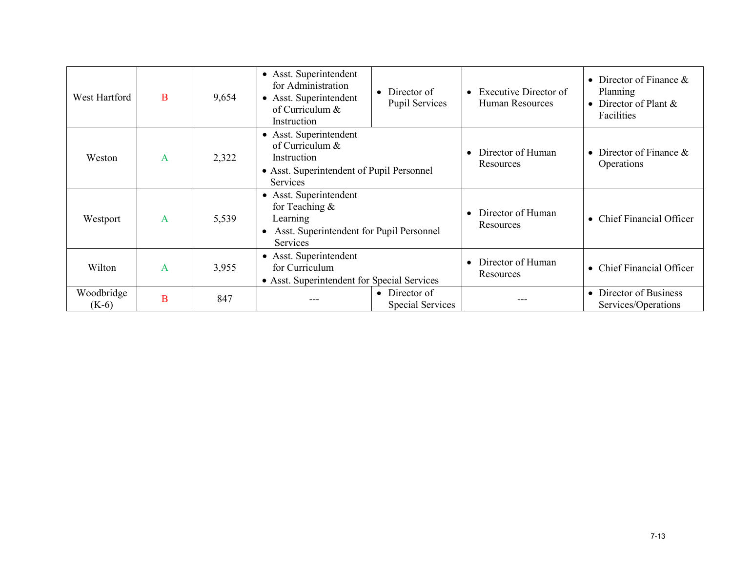| | | | | | | |
|---|---|---|---|---|---|---|
| West Hartford | B | 9,654 | • Asst. Superintendent for Administration<br>• Asst. Superintendent of Curriculum & Instruction | • Director of Pupil Services | • Executive Director of Human Resources | • Director of Finance & Planning<br>• Director of Plant & Facilities |
| Weston | A | 2,322 | • Asst. Superintendent of Curriculum & Instruction<br>• Asst. Superintendent of Pupil Personnel Services | | • Director of Human Resources | • Director of Finance & Operations |
| Westport | A | 5,539 | • Asst. Superintendent for Teaching & Learning<br>• Asst. Superintendent for Pupil Personnel Services | | • Director of Human Resources | • Chief Financial Officer |
| Wilton | A | 3,955 | • Asst. Superintendent for Curriculum<br>• Asst. Superintendent for Special Services | | • Director of Human Resources | • Chief Financial Officer |
| Woodbridge (K-6) | B | 847 | --- | • Director of Special Services | --- | • Director of Business Services/Operations |